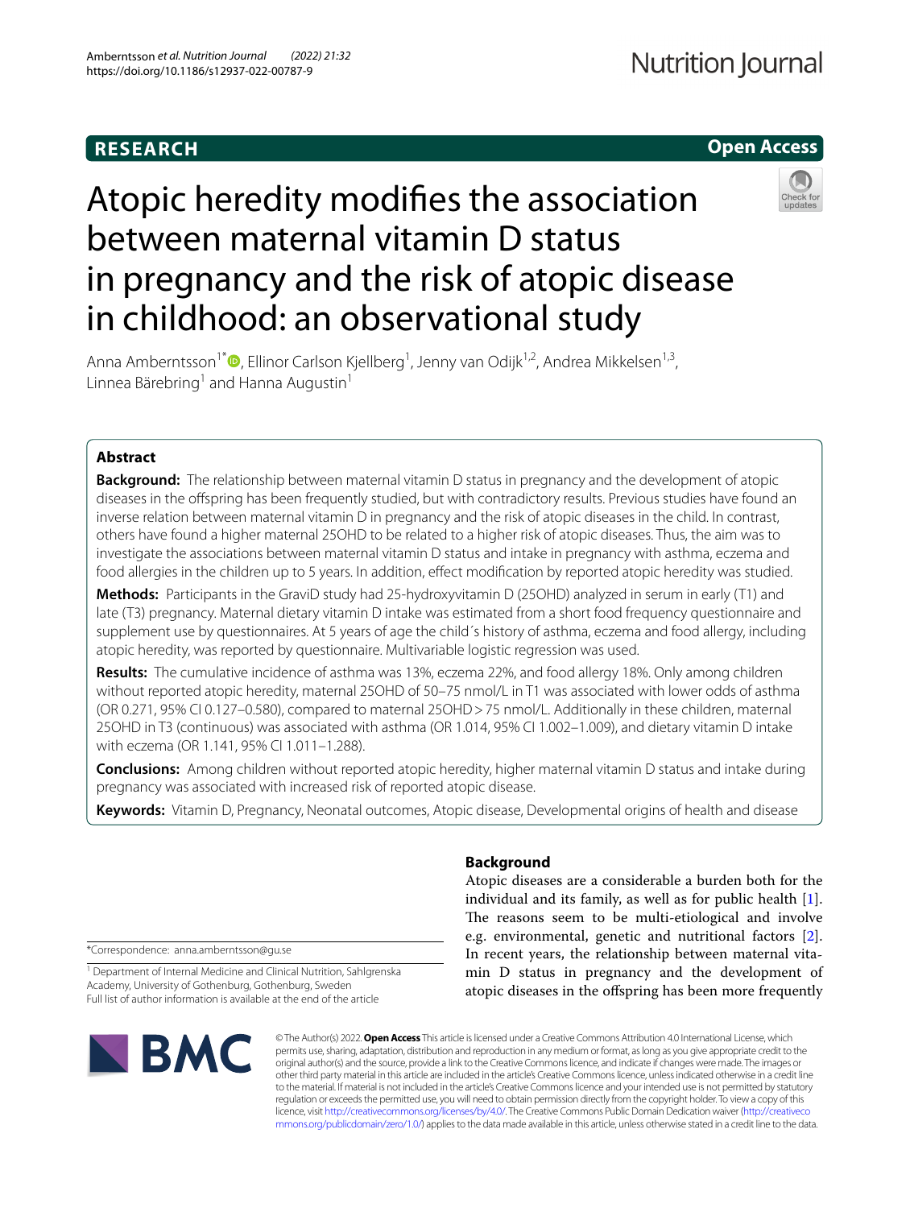RESEARCH

Open Access

# Atopic heredity modifies the association between maternal vitamin D status in pregnancy and the risk of atopic disease in childhood: an observational study

Anna Amberntsson[1*], Ellinor Carlson Kjellberg[1], Jenny van Odijk[1,2], Andrea Mikkelsen[1,3], Linnea Bärebring[1] and Hanna Augustin[1]

## Abstract

**Background:** The relationship between maternal vitamin D status in pregnancy and the development of atopic diseases in the offspring has been frequently studied, but with contradictory results. Previous studies have found an inverse relation between maternal vitamin D in pregnancy and the risk of atopic diseases in the child. In contrast, others have found a higher maternal 25OHD to be related to a higher risk of atopic diseases. Thus, the aim was to investigate the associations between maternal vitamin D status and intake in pregnancy with asthma, eczema and food allergies in the children up to 5 years. In addition, effect modification by reported atopic heredity was studied.

**Methods:** Participants in the GraviD study had 25-hydroxyvitamin D (25OHD) analyzed in serum in early (T1) and late (T3) pregnancy. Maternal dietary vitamin D intake was estimated from a short food frequency questionnaire and supplement use by questionnaires. At 5 years of age the child´s history of asthma, eczema and food allergy, including atopic heredity, was reported by questionnaire. Multivariable logistic regression was used.

**Results:** The cumulative incidence of asthma was 13%, eczema 22%, and food allergy 18%. Only among children without reported atopic heredity, maternal 25OHD of 50–75 nmol/L in T1 was associated with lower odds of asthma (OR 0.271, 95% CI 0.127–0.580), compared to maternal 25OHD > 75 nmol/L. Additionally in these children, maternal 25OHD in T3 (continuous) was associated with asthma (OR 1.014, 95% CI 1.002–1.009), and dietary vitamin D intake with eczema (OR 1.141, 95% CI 1.011–1.288).

**Conclusions:** Among children without reported atopic heredity, higher maternal vitamin D status and intake during pregnancy was associated with increased risk of reported atopic disease.

**Keywords:** Vitamin D, Pregnancy, Neonatal outcomes, Atopic disease, Developmental origins of health and disease

## Background

Atopic diseases are a considerable a burden both for the individual and its family, as well as for public health [1]. The reasons seem to be multi-etiological and involve e.g. environmental, genetic and nutritional factors [2]. In recent years, the relationship between maternal vitamin D status in pregnancy and the development of atopic diseases in the offspring has been more frequently

*Correspondence: anna.amberntsson@gu.se

[1] Department of Internal Medicine and Clinical Nutrition, Sahlgrenska Academy, University of Gothenburg, Gothenburg, Sweden
Full list of author information is available at the end of the article

© The Author(s) 2022. **Open Access** This article is licensed under a Creative Commons Attribution 4.0 International License, which permits use, sharing, adaptation, distribution and reproduction in any medium or format, as long as you give appropriate credit to the original author(s) and the source, provide a link to the Creative Commons licence, and indicate if changes were made. The images or other third party material in this article are included in the article's Creative Commons licence, unless indicated otherwise in a credit line to the material. If material is not included in the article's Creative Commons licence and your intended use is not permitted by statutory regulation or exceeds the permitted use, you will need to obtain permission directly from the copyright holder. To view a copy of this licence, visit http://creativecommons.org/licenses/by/4.0/. The Creative Commons Public Domain Dedication waiver (http://creativecommons.org/publicdomain/zero/1.0/) applies to the data made available in this article, unless otherwise stated in a credit line to the data.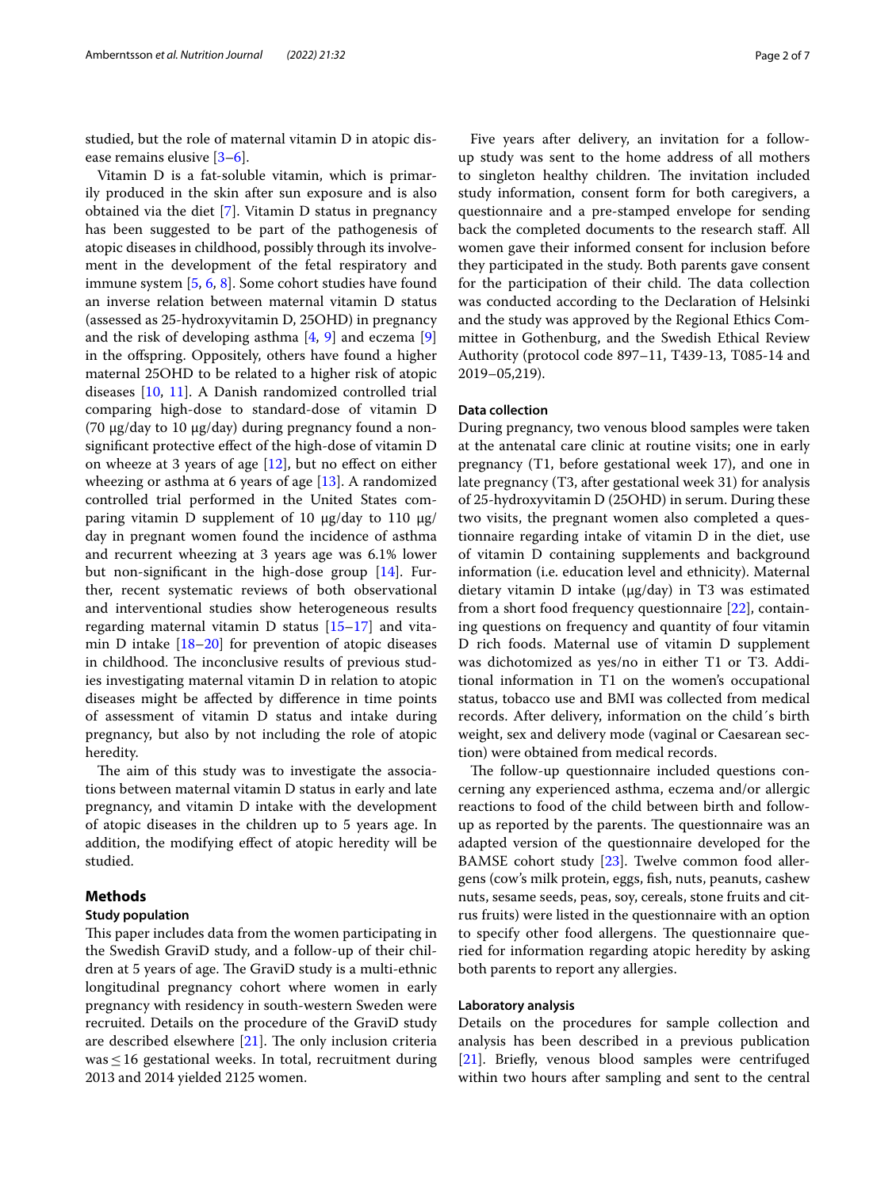studied, but the role of maternal vitamin D in atopic disease remains elusive [3–6].

Vitamin D is a fat-soluble vitamin, which is primarily produced in the skin after sun exposure and is also obtained via the diet [7]. Vitamin D status in pregnancy has been suggested to be part of the pathogenesis of atopic diseases in childhood, possibly through its involvement in the development of the fetal respiratory and immune system [5, 6, 8]. Some cohort studies have found an inverse relation between maternal vitamin D status (assessed as 25-hydroxyvitamin D, 25OHD) in pregnancy and the risk of developing asthma [4, 9] and eczema [9] in the offspring. Oppositely, others have found a higher maternal 25OHD to be related to a higher risk of atopic diseases [10, 11]. A Danish randomized controlled trial comparing high-dose to standard-dose of vitamin D (70 μg/day to 10 μg/day) during pregnancy found a non-significant protective effect of the high-dose of vitamin D on wheeze at 3 years of age [12], but no effect on either wheezing or asthma at 6 years of age [13]. A randomized controlled trial performed in the United States comparing vitamin D supplement of 10 μg/day to 110 μg/day in pregnant women found the incidence of asthma and recurrent wheezing at 3 years age was 6.1% lower but non-significant in the high-dose group [14]. Further, recent systematic reviews of both observational and interventional studies show heterogeneous results regarding maternal vitamin D status [15–17] and vitamin D intake [18–20] for prevention of atopic diseases in childhood. The inconclusive results of previous studies investigating maternal vitamin D in relation to atopic diseases might be affected by difference in time points of assessment of vitamin D status and intake during pregnancy, but also by not including the role of atopic heredity.

The aim of this study was to investigate the associations between maternal vitamin D status in early and late pregnancy, and vitamin D intake with the development of atopic diseases in the children up to 5 years age. In addition, the modifying effect of atopic heredity will be studied.

## Methods

### Study population

This paper includes data from the women participating in the Swedish GraviD study, and a follow-up of their children at 5 years of age. The GraviD study is a multi-ethnic longitudinal pregnancy cohort where women in early pregnancy with residency in south-western Sweden were recruited. Details on the procedure of the GraviD study are described elsewhere [21]. The only inclusion criteria was ≤ 16 gestational weeks. In total, recruitment during 2013 and 2014 yielded 2125 women.

Five years after delivery, an invitation for a follow-up study was sent to the home address of all mothers to singleton healthy children. The invitation included study information, consent form for both caregivers, a questionnaire and a pre-stamped envelope for sending back the completed documents to the research staff. All women gave their informed consent for inclusion before they participated in the study. Both parents gave consent for the participation of their child. The data collection was conducted according to the Declaration of Helsinki and the study was approved by the Regional Ethics Committee in Gothenburg, and the Swedish Ethical Review Authority (protocol code 897–11, T439-13, T085-14 and 2019–05,219).

### Data collection

During pregnancy, two venous blood samples were taken at the antenatal care clinic at routine visits; one in early pregnancy (T1, before gestational week 17), and one in late pregnancy (T3, after gestational week 31) for analysis of 25-hydroxyvitamin D (25OHD) in serum. During these two visits, the pregnant women also completed a questionnaire regarding intake of vitamin D in the diet, use of vitamin D containing supplements and background information (i.e. education level and ethnicity). Maternal dietary vitamin D intake (μg/day) in T3 was estimated from a short food frequency questionnaire [22], containing questions on frequency and quantity of four vitamin D rich foods. Maternal use of vitamin D supplement was dichotomized as yes/no in either T1 or T3. Additional information in T1 on the women's occupational status, tobacco use and BMI was collected from medical records. After delivery, information on the child´s birth weight, sex and delivery mode (vaginal or Caesarean section) were obtained from medical records.

The follow-up questionnaire included questions concerning any experienced asthma, eczema and/or allergic reactions to food of the child between birth and follow-up as reported by the parents. The questionnaire was an adapted version of the questionnaire developed for the BAMSE cohort study [23]. Twelve common food allergens (cow's milk protein, eggs, fish, nuts, peanuts, cashew nuts, sesame seeds, peas, soy, cereals, stone fruits and citrus fruits) were listed in the questionnaire with an option to specify other food allergens. The questionnaire queried for information regarding atopic heredity by asking both parents to report any allergies.

### Laboratory analysis

Details on the procedures for sample collection and analysis has been described in a previous publication [21]. Briefly, venous blood samples were centrifuged within two hours after sampling and sent to the central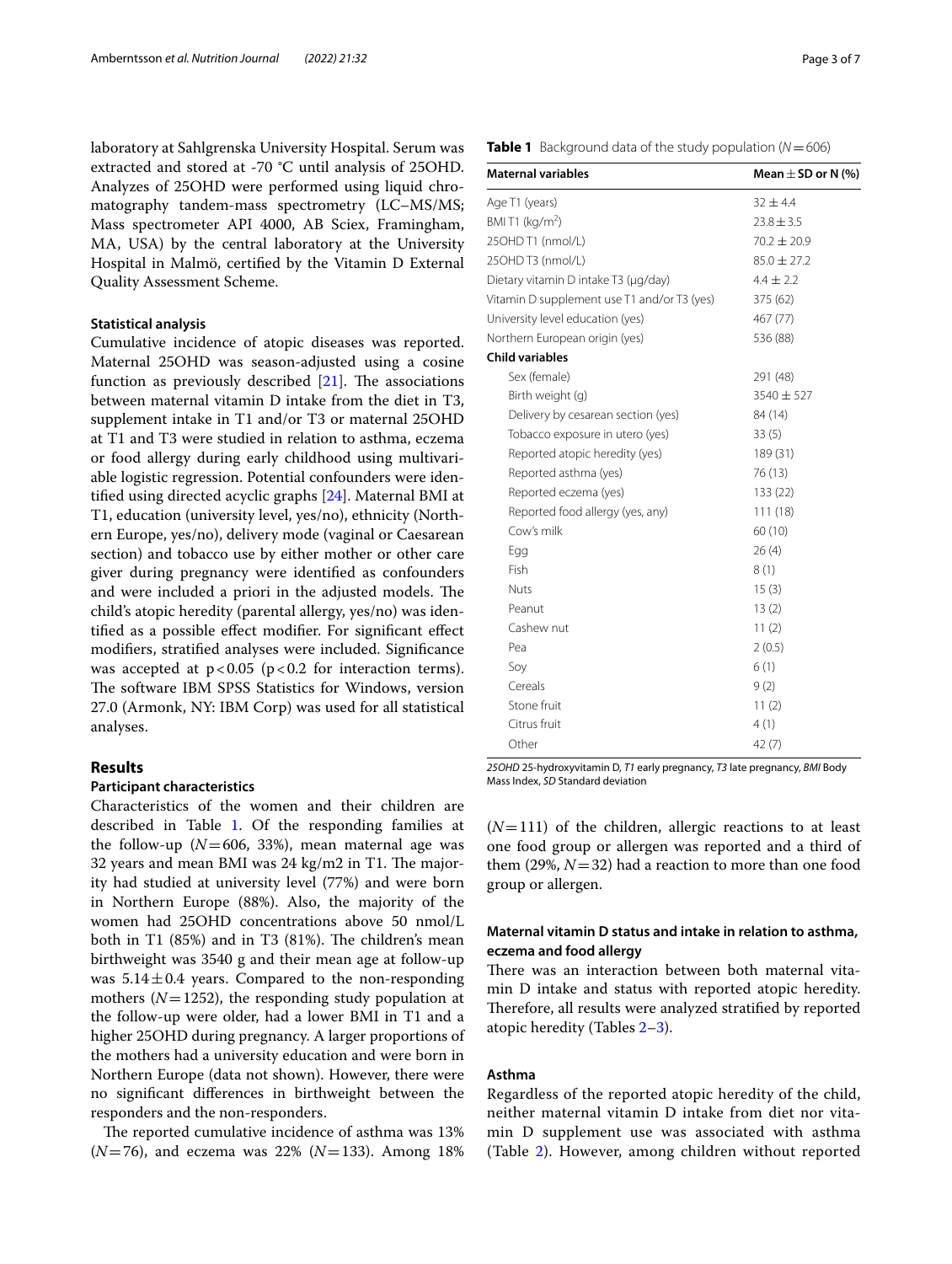laboratory at Sahlgrenska University Hospital. Serum was extracted and stored at -70 °C until analysis of 25OHD. Analyzes of 25OHD were performed using liquid chromatography tandem-mass spectrometry (LC–MS/MS; Mass spectrometer API 4000, AB Sciex, Framingham, MA, USA) by the central laboratory at the University Hospital in Malmö, certified by the Vitamin D External Quality Assessment Scheme.

### Statistical analysis

Cumulative incidence of atopic diseases was reported. Maternal 25OHD was season-adjusted using a cosine function as previously described [21]. The associations between maternal vitamin D intake from the diet in T3, supplement intake in T1 and/or T3 or maternal 25OHD at T1 and T3 were studied in relation to asthma, eczema or food allergy during early childhood using multivariable logistic regression. Potential confounders were identified using directed acyclic graphs [24]. Maternal BMI at T1, education (university level, yes/no), ethnicity (Northern Europe, yes/no), delivery mode (vaginal or Caesarean section) and tobacco use by either mother or other care giver during pregnancy were identified as confounders and were included a priori in the adjusted models. The child's atopic heredity (parental allergy, yes/no) was identified as a possible effect modifier. For significant effect modifiers, stratified analyses were included. Significance was accepted at $p<0.05$ ($p<0.2$ for interaction terms). The software IBM SPSS Statistics for Windows, version 27.0 (Armonk, NY: IBM Corp) was used for all statistical analyses.

## Results

### Participant characteristics

Characteristics of the women and their children are described in Table 1. Of the responding families at the follow-up ($N=606$, 33%), mean maternal age was 32 years and mean BMI was 24 kg/m2 in T1. The majority had studied at university level (77%) and were born in Northern Europe (88%). Also, the majority of the women had 25OHD concentrations above 50 nmol/L both in T1 (85%) and in T3 (81%). The children's mean birthweight was 3540 g and their mean age at follow-up was $5.14 \pm 0.4$ years. Compared to the non-responding mothers ($N=1252$), the responding study population at the follow-up were older, had a lower BMI in T1 and a higher 25OHD during pregnancy. A larger proportions of the mothers had a university education and were born in Northern Europe (data not shown). However, there were no significant differences in birthweight between the responders and the non-responders.

The reported cumulative incidence of asthma was 13% ($N=76$), and eczema was 22% ($N=133$). Among 18% ($N=111$) of the children, allergic reactions to at least one food group or allergen was reported and a third of them (29%, $N=32$) had a reaction to more than one food group or allergen.

**Table 1** Background data of the study population ($N=606$)

| Maternal variables | Mean ± SD or N (%) |
|---|---|
| Age T1 (years) | 32 ± 4.4 |
| BMI T1 (kg/m$^2$) | 23.8 ± 3.5 |
| 25OHD T1 (nmol/L) | 70.2 ± 20.9 |
| 25OHD T3 (nmol/L) | 85.0 ± 27.2 |
| Dietary vitamin D intake T3 (µg/day) | 4.4 ± 2.2 |
| Vitamin D supplement use T1 and/or T3 (yes) | 375 (62) |
| University level education (yes) | 467 (77) |
| Northern European origin (yes) | 536 (88) |
| **Child variables** | |
| Sex (female) | 291 (48) |
| Birth weight (g) | 3540 ± 527 |
| Delivery by cesarean section (yes) | 84 (14) |
| Tobacco exposure in utero (yes) | 33 (5) |
| Reported atopic heredity (yes) | 189 (31) |
| Reported asthma (yes) | 76 (13) |
| Reported eczema (yes) | 133 (22) |
| Reported food allergy (yes, any) | 111 (18) |
| Cow's milk | 60 (10) |
| Egg | 26 (4) |
| Fish | 8 (1) |
| Nuts | 15 (3) |
| Peanut | 13 (2) |
| Cashew nut | 11 (2) |
| Pea | 2 (0.5) |
| Soy | 6 (1) |
| Cereals | 9 (2) |
| Stone fruit | 11 (2) |
| Citrus fruit | 4 (1) |
| Other | 42 (7) |

*25OHD* 25-hydroxyvitamin D, *T1* early pregnancy, *T3* late pregnancy, *BMI* Body Mass Index, *SD* Standard deviation

### Maternal vitamin D status and intake in relation to asthma, eczema and food allergy

There was an interaction between both maternal vitamin D intake and status with reported atopic heredity. Therefore, all results were analyzed stratified by reported atopic heredity (Tables 2–3).

### Asthma

Regardless of the reported atopic heredity of the child, neither maternal vitamin D intake from diet nor vitamin D supplement use was associated with asthma (Table 2). However, among children without reported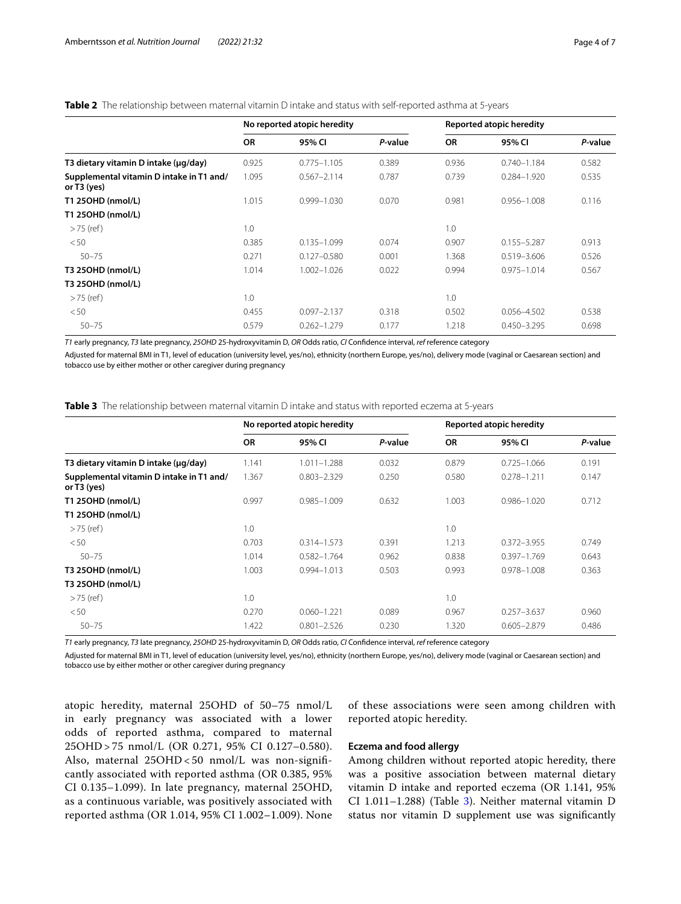**Table 2** The relationship between maternal vitamin D intake and status with self-reported asthma at 5-years

| | No reported atopic heredity | | | Reported atopic heredity | | |
|---|---|---|---|---|---|---|
| | **OR** | **95% CI** | ***P*-value** | **OR** | **95% CI** | ***P*-value** |
| **T3 dietary vitamin D intake (μg/day)** | 0.925 | 0.775–1.105 | 0.389 | 0.936 | 0.740–1.184 | 0.582 |
| **Supplemental vitamin D intake in T1 and/or T3 (yes)** | 1.095 | 0.567–2.114 | 0.787 | 0.739 | 0.284–1.920 | 0.535 |
| **T1 25OHD (nmol/L)** | 1.015 | 0.999–1.030 | 0.070 | 0.981 | 0.956–1.008 | 0.116 |
| **T1 25OHD (nmol/L)** | | | | | | |
| > 75 (ref) | 1.0 | | | 1.0 | | |
| < 50 | 0.385 | 0.135–1.099 | 0.074 | 0.907 | 0.155–5.287 | 0.913 |
| 50–75 | 0.271 | 0.127–0.580 | 0.001 | 1.368 | 0.519–3.606 | 0.526 |
| **T3 25OHD (nmol/L)** | 1.014 | 1.002–1.026 | 0.022 | 0.994 | 0.975–1.014 | 0.567 |
| **T3 25OHD (nmol/L)** | | | | | | |
| > 75 (ref) | 1.0 | | | 1.0 | | |
| < 50 | 0.455 | 0.097–2.137 | 0.318 | 0.502 | 0.056–4.502 | 0.538 |
| 50–75 | 0.579 | 0.262–1.279 | 0.177 | 1.218 | 0.450–3.295 | 0.698 |

*T1* early pregnancy, *T3* late pregnancy, *25OHD* 25-hydroxyvitamin D, *OR* Odds ratio, *CI* Confidence interval, *ref* reference category

Adjusted for maternal BMI in T1, level of education (university level, yes/no), ethnicity (northern Europe, yes/no), delivery mode (vaginal or Caesarean section) and tobacco use by either mother or other caregiver during pregnancy

**Table 3** The relationship between maternal vitamin D intake and status with reported eczema at 5-years

| | No reported atopic heredity | | | Reported atopic heredity | | |
|---|---|---|---|---|---|---|
| | **OR** | **95% CI** | ***P*-value** | **OR** | **95% CI** | ***P*-value** |
| **T3 dietary vitamin D intake (μg/day)** | 1.141 | 1.011–1.288 | 0.032 | 0.879 | 0.725–1.066 | 0.191 |
| **Supplemental vitamin D intake in T1 and/or T3 (yes)** | 1.367 | 0.803–2.329 | 0.250 | 0.580 | 0.278–1.211 | 0.147 |
| **T1 25OHD (nmol/L)** | 0.997 | 0.985–1.009 | 0.632 | 1.003 | 0.986–1.020 | 0.712 |
| **T1 25OHD (nmol/L)** | | | | | | |
| > 75 (ref) | 1.0 | | | 1.0 | | |
| < 50 | 0.703 | 0.314–1.573 | 0.391 | 1.213 | 0.372–3.955 | 0.749 |
| 50–75 | 1.014 | 0.582–1.764 | 0.962 | 0.838 | 0.397–1.769 | 0.643 |
| **T3 25OHD (nmol/L)** | 1.003 | 0.994–1.013 | 0.503 | 0.993 | 0.978–1.008 | 0.363 |
| **T3 25OHD (nmol/L)** | | | | | | |
| > 75 (ref) | 1.0 | | | 1.0 | | |
| < 50 | 0.270 | 0.060–1.221 | 0.089 | 0.967 | 0.257–3.637 | 0.960 |
| 50–75 | 1.422 | 0.801–2.526 | 0.230 | 1.320 | 0.605–2.879 | 0.486 |

*T1* early pregnancy, *T3* late pregnancy, *25OHD* 25-hydroxyvitamin D, *OR* Odds ratio, *CI* Confidence interval, *ref* reference category

Adjusted for maternal BMI in T1, level of education (university level, yes/no), ethnicity (northern Europe, yes/no), delivery mode (vaginal or Caesarean section) and tobacco use by either mother or other caregiver during pregnancy

atopic heredity, maternal 25OHD of 50–75 nmol/L in early pregnancy was associated with a lower odds of reported asthma, compared to maternal 25OHD > 75 nmol/L (OR 0.271, 95% CI 0.127–0.580). Also, maternal 25OHD < 50 nmol/L was non-significantly associated with reported asthma (OR 0.385, 95% CI 0.135–1.099). In late pregnancy, maternal 25OHD, as a continuous variable, was positively associated with reported asthma (OR 1.014, 95% CI 1.002–1.009). None of these associations were seen among children with reported atopic heredity.

### Eczema and food allergy

Among children without reported atopic heredity, there was a positive association between maternal dietary vitamin D intake and reported eczema (OR 1.141, 95% CI 1.011–1.288) (Table 3). Neither maternal vitamin D status nor vitamin D supplement use was significantly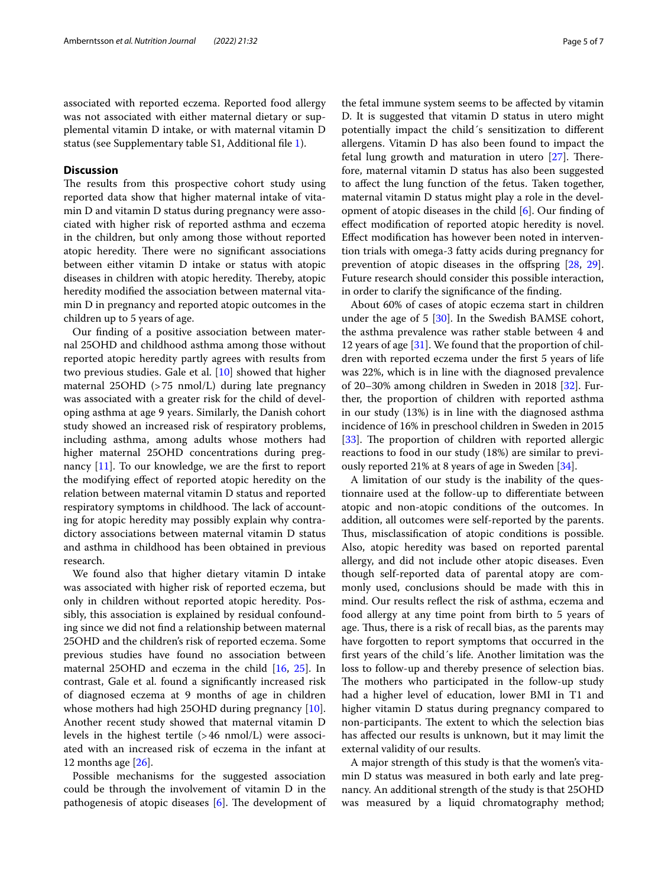associated with reported eczema. Reported food allergy was not associated with either maternal dietary or supplemental vitamin D intake, or with maternal vitamin D status (see Supplementary table S1, Additional file 1).

## Discussion

The results from this prospective cohort study using reported data show that higher maternal intake of vitamin D and vitamin D status during pregnancy were associated with higher risk of reported asthma and eczema in the children, but only among those without reported atopic heredity. There were no significant associations between either vitamin D intake or status with atopic diseases in children with atopic heredity. Thereby, atopic heredity modified the association between maternal vitamin D in pregnancy and reported atopic outcomes in the children up to 5 years of age.

Our finding of a positive association between maternal 25OHD and childhood asthma among those without reported atopic heredity partly agrees with results from two previous studies. Gale et al. [10] showed that higher maternal 25OHD (>75 nmol/L) during late pregnancy was associated with a greater risk for the child of developing asthma at age 9 years. Similarly, the Danish cohort study showed an increased risk of respiratory problems, including asthma, among adults whose mothers had higher maternal 25OHD concentrations during pregnancy [11]. To our knowledge, we are the first to report the modifying effect of reported atopic heredity on the relation between maternal vitamin D status and reported respiratory symptoms in childhood. The lack of accounting for atopic heredity may possibly explain why contradictory associations between maternal vitamin D status and asthma in childhood has been obtained in previous research.

We found also that higher dietary vitamin D intake was associated with higher risk of reported eczema, but only in children without reported atopic heredity. Possibly, this association is explained by residual confounding since we did not find a relationship between maternal 25OHD and the children's risk of reported eczema. Some previous studies have found no association between maternal 25OHD and eczema in the child [16, 25]. In contrast, Gale et al. found a significantly increased risk of diagnosed eczema at 9 months of age in children whose mothers had high 25OHD during pregnancy [10]. Another recent study showed that maternal vitamin D levels in the highest tertile (>46 nmol/L) were associated with an increased risk of eczema in the infant at 12 months age [26].

Possible mechanisms for the suggested association could be through the involvement of vitamin D in the pathogenesis of atopic diseases [6]. The development of the fetal immune system seems to be affected by vitamin D. It is suggested that vitamin D status in utero might potentially impact the child´s sensitization to different allergens. Vitamin D has also been found to impact the fetal lung growth and maturation in utero [27]. Therefore, maternal vitamin D status has also been suggested to affect the lung function of the fetus. Taken together, maternal vitamin D status might play a role in the development of atopic diseases in the child [6]. Our finding of effect modification of reported atopic heredity is novel. Effect modification has however been noted in intervention trials with omega-3 fatty acids during pregnancy for prevention of atopic diseases in the offspring [28, 29]. Future research should consider this possible interaction, in order to clarify the significance of the finding.

About 60% of cases of atopic eczema start in children under the age of 5 [30]. In the Swedish BAMSE cohort, the asthma prevalence was rather stable between 4 and 12 years of age [31]. We found that the proportion of children with reported eczema under the first 5 years of life was 22%, which is in line with the diagnosed prevalence of 20–30% among children in Sweden in 2018 [32]. Further, the proportion of children with reported asthma in our study (13%) is in line with the diagnosed asthma incidence of 16% in preschool children in Sweden in 2015 [33]. The proportion of children with reported allergic reactions to food in our study (18%) are similar to previously reported 21% at 8 years of age in Sweden [34].

A limitation of our study is the inability of the questionnaire used at the follow-up to differentiate between atopic and non-atopic conditions of the outcomes. In addition, all outcomes were self-reported by the parents. Thus, misclassification of atopic conditions is possible. Also, atopic heredity was based on reported parental allergy, and did not include other atopic diseases. Even though self-reported data of parental atopy are commonly used, conclusions should be made with this in mind. Our results reflect the risk of asthma, eczema and food allergy at any time point from birth to 5 years of age. Thus, there is a risk of recall bias, as the parents may have forgotten to report symptoms that occurred in the first years of the child´s life. Another limitation was the loss to follow-up and thereby presence of selection bias. The mothers who participated in the follow-up study had a higher level of education, lower BMI in T1 and higher vitamin D status during pregnancy compared to non-participants. The extent to which the selection bias has affected our results is unknown, but it may limit the external validity of our results.

A major strength of this study is that the women's vitamin D status was measured in both early and late pregnancy. An additional strength of the study is that 25OHD was measured by a liquid chromatography method;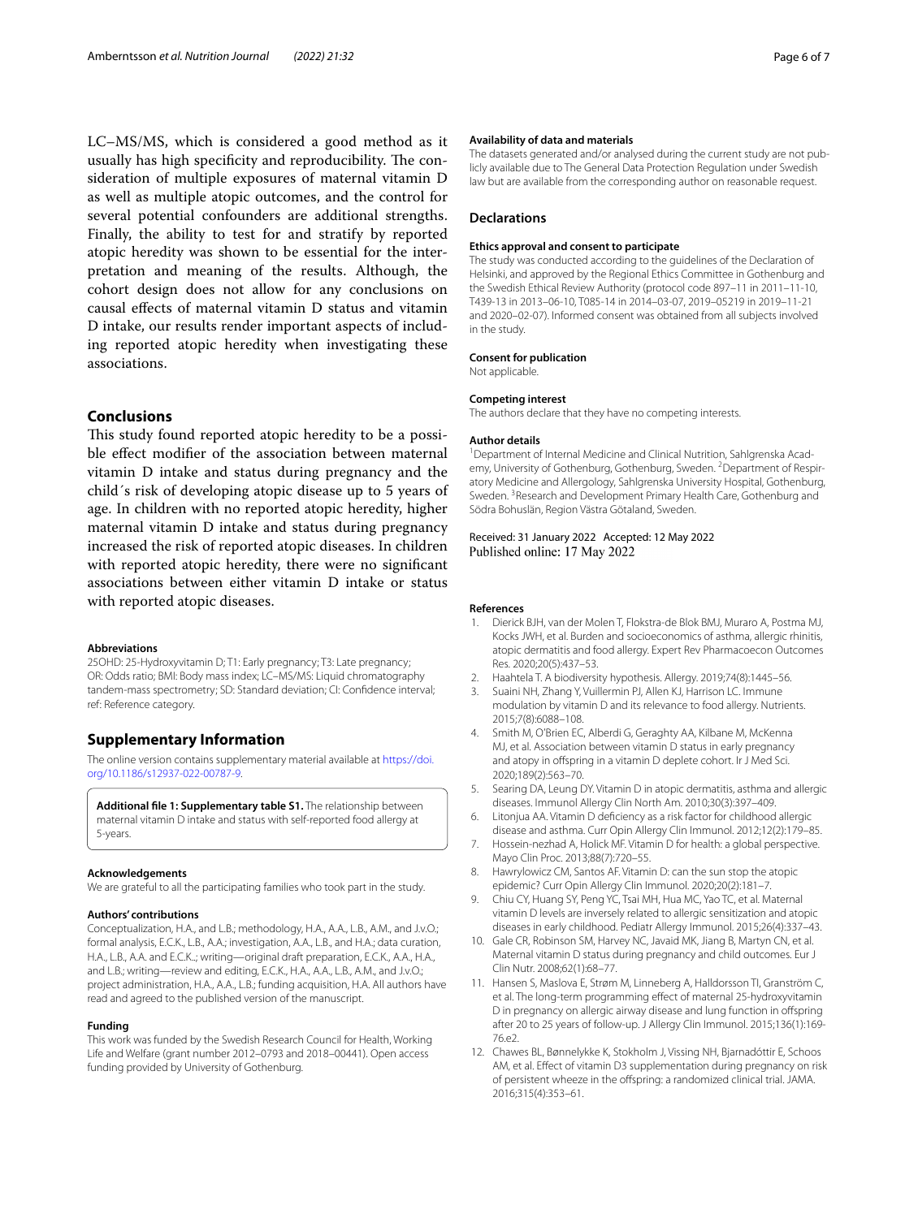LC–MS/MS, which is considered a good method as it usually has high specificity and reproducibility. The consideration of multiple exposures of maternal vitamin D as well as multiple atopic outcomes, and the control for several potential confounders are additional strengths. Finally, the ability to test for and stratify by reported atopic heredity was shown to be essential for the interpretation and meaning of the results. Although, the cohort design does not allow for any conclusions on causal effects of maternal vitamin D status and vitamin D intake, our results render important aspects of including reported atopic heredity when investigating these associations.

## Conclusions

This study found reported atopic heredity to be a possible effect modifier of the association between maternal vitamin D intake and status during pregnancy and the child´s risk of developing atopic disease up to 5 years of age. In children with no reported atopic heredity, higher maternal vitamin D intake and status during pregnancy increased the risk of reported atopic diseases. In children with reported atopic heredity, there were no significant associations between either vitamin D intake or status with reported atopic diseases.

#### Abbreviations

25OHD: 25-Hydroxyvitamin D; T1: Early pregnancy; T3: Late pregnancy; OR: Odds ratio; BMI: Body mass index; LC–MS/MS: Liquid chromatography tandem-mass spectrometry; SD: Standard deviation; CI: Confidence interval; ref: Reference category.

## Supplementary Information

The online version contains supplementary material available at https://doi.org/10.1186/s12937-022-00787-9.

**Additional file 1: Supplementary table S1.** The relationship between maternal vitamin D intake and status with self-reported food allergy at 5-years.

#### Acknowledgements

We are grateful to all the participating families who took part in the study.

#### Authors' contributions

Conceptualization, H.A., and L.B.; methodology, H.A., A.A., L.B., A.M., and J.v.O.; formal analysis, E.C.K., L.B., A.A.; investigation, A.A., L.B., and H.A.; data curation, H.A., L.B., A.A. and E.C.K..; writing—original draft preparation, E.C.K., A.A., H.A., and L.B.; writing—review and editing, E.C.K., H.A., A.A., L.B., A.M., and J.v.O.; project administration, H.A., A.A., L.B.; funding acquisition, H.A. All authors have read and agreed to the published version of the manuscript.

#### Funding

This work was funded by the Swedish Research Council for Health, Working Life and Welfare (grant number 2012–0793 and 2018–00441). Open access funding provided by University of Gothenburg.

#### Availability of data and materials

The datasets generated and/or analysed during the current study are not publicly available due to The General Data Protection Regulation under Swedish law but are available from the corresponding author on reasonable request.

## Declarations

#### Ethics approval and consent to participate

The study was conducted according to the guidelines of the Declaration of Helsinki, and approved by the Regional Ethics Committee in Gothenburg and the Swedish Ethical Review Authority (protocol code 897–11 in 2011–11-10, T439-13 in 2013–06-10, T085-14 in 2014–03-07, 2019–05219 in 2019–11-21 and 2020–02-07). Informed consent was obtained from all subjects involved in the study.

#### Consent for publication

Not applicable.

#### Competing interest

The authors declare that they have no competing interests.

#### Author details

[1]Department of Internal Medicine and Clinical Nutrition, Sahlgrenska Academy, University of Gothenburg, Gothenburg, Sweden. [2]Department of Respiratory Medicine and Allergology, Sahlgrenska University Hospital, Gothenburg, Sweden. [3]Research and Development Primary Health Care, Gothenburg and Södra Bohuslän, Region Västra Götaland, Sweden.

Received: 31 January 2022 Accepted: 12 May 2022
Published online: 17 May 2022

#### References

1. Dierick BJH, van der Molen T, Flokstra-de Blok BMJ, Muraro A, Postma MJ, Kocks JWH, et al. Burden and socioeconomics of asthma, allergic rhinitis, atopic dermatitis and food allergy. Expert Rev Pharmacoecon Outcomes Res. 2020;20(5):437–53.
2. Haahtela T. A biodiversity hypothesis. Allergy. 2019;74(8):1445–56.
3. Suaini NH, Zhang Y, Vuillermin PJ, Allen KJ, Harrison LC. Immune modulation by vitamin D and its relevance to food allergy. Nutrients. 2015;7(8):6088–108.
4. Smith M, O'Brien EC, Alberdi G, Geraghty AA, Kilbane M, McKenna MJ, et al. Association between vitamin D status in early pregnancy and atopy in offspring in a vitamin D deplete cohort. Ir J Med Sci. 2020;189(2):563–70.
5. Searing DA, Leung DY. Vitamin D in atopic dermatitis, asthma and allergic diseases. Immunol Allergy Clin North Am. 2010;30(3):397–409.
6. Litonjua AA. Vitamin D deficiency as a risk factor for childhood allergic disease and asthma. Curr Opin Allergy Clin Immunol. 2012;12(2):179–85.
7. Hossein-nezhad A, Holick MF. Vitamin D for health: a global perspective. Mayo Clin Proc. 2013;88(7):720–55.
8. Hawrylowicz CM, Santos AF. Vitamin D: can the sun stop the atopic epidemic? Curr Opin Allergy Clin Immunol. 2020;20(2):181–7.
9. Chiu CY, Huang SY, Peng YC, Tsai MH, Hua MC, Yao TC, et al. Maternal vitamin D levels are inversely related to allergic sensitization and atopic diseases in early childhood. Pediatr Allergy Immunol. 2015;26(4):337–43.
10. Gale CR, Robinson SM, Harvey NC, Javaid MK, Jiang B, Martyn CN, et al. Maternal vitamin D status during pregnancy and child outcomes. Eur J Clin Nutr. 2008;62(1):68–77.
11. Hansen S, Maslova E, Strøm M, Linneberg A, Halldorsson TI, Granström C, et al. The long-term programming effect of maternal 25-hydroxyvitamin D in pregnancy on allergic airway disease and lung function in offspring after 20 to 25 years of follow-up. J Allergy Clin Immunol. 2015;136(1):169-76.e2.
12. Chawes BL, Bønnelykke K, Stokholm J, Vissing NH, Bjarnadóttir E, Schoos AM, et al. Effect of vitamin D3 supplementation during pregnancy on risk of persistent wheeze in the offspring: a randomized clinical trial. JAMA. 2016;315(4):353–61.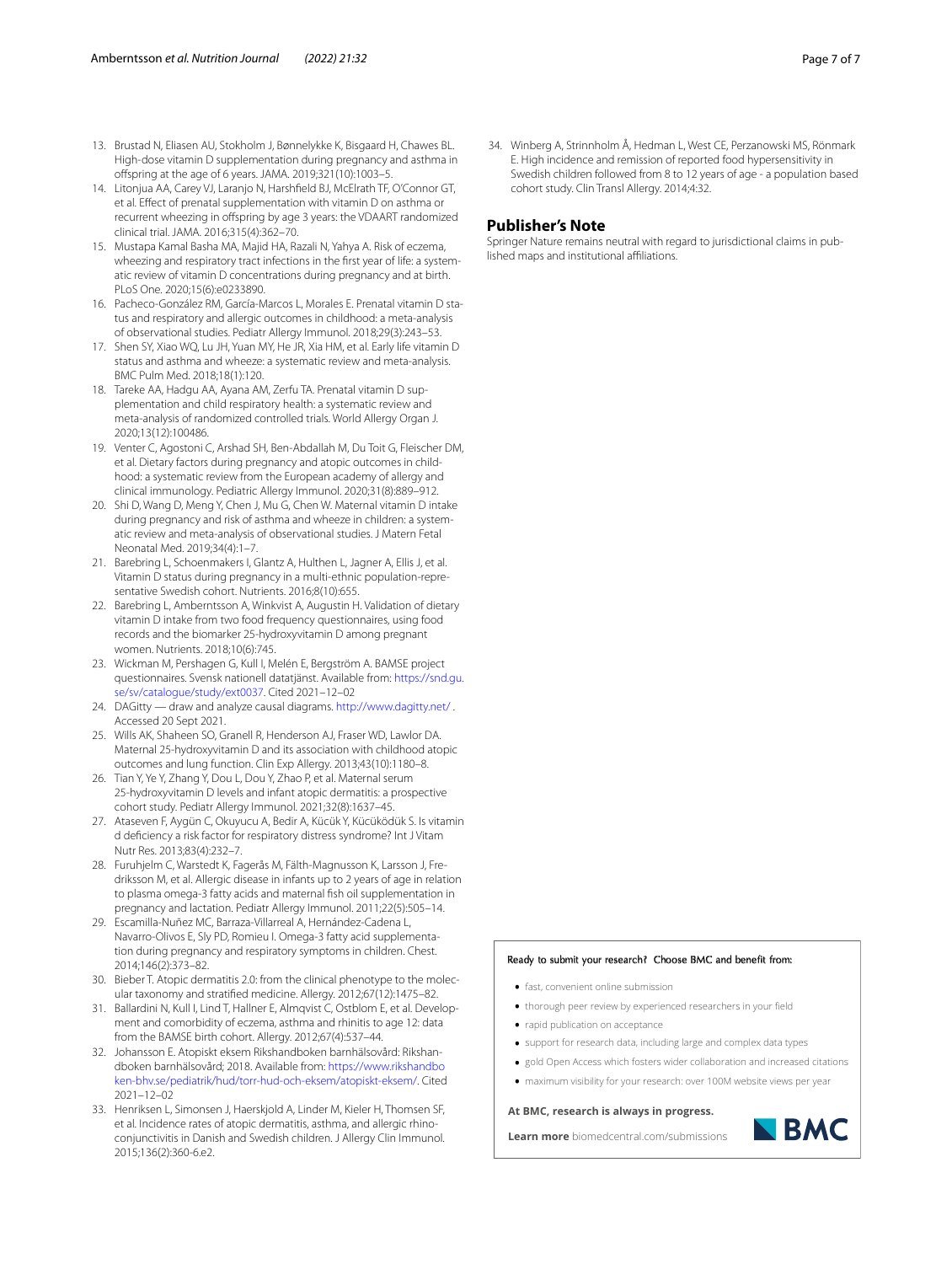13. Brustad N, Eliasen AU, Stokholm J, Bønnelykke K, Bisgaard H, Chawes BL. High-dose vitamin D supplementation during pregnancy and asthma in offspring at the age of 6 years. JAMA. 2019;321(10):1003–5.
14. Litonjua AA, Carey VJ, Laranjo N, Harshfield BJ, McElrath TF, O'Connor GT, et al. Effect of prenatal supplementation with vitamin D on asthma or recurrent wheezing in offspring by age 3 years: the VDAART randomized clinical trial. JAMA. 2016;315(4):362–70.
15. Mustapa Kamal Basha MA, Majid HA, Razali N, Yahya A. Risk of eczema, wheezing and respiratory tract infections in the first year of life: a systematic review of vitamin D concentrations during pregnancy and at birth. PLoS One. 2020;15(6):e0233890.
16. Pacheco-González RM, García-Marcos L, Morales E. Prenatal vitamin D status and respiratory and allergic outcomes in childhood: a meta-analysis of observational studies. Pediatr Allergy Immunol. 2018;29(3):243–53.
17. Shen SY, Xiao WQ, Lu JH, Yuan MY, He JR, Xia HM, et al. Early life vitamin D status and asthma and wheeze: a systematic review and meta-analysis. BMC Pulm Med. 2018;18(1):120.
18. Tareke AA, Hadgu AA, Ayana AM, Zerfu TA. Prenatal vitamin D supplementation and child respiratory health: a systematic review and meta-analysis of randomized controlled trials. World Allergy Organ J. 2020;13(12):100486.
19. Venter C, Agostoni C, Arshad SH, Ben-Abdallah M, Du Toit G, Fleischer DM, et al. Dietary factors during pregnancy and atopic outcomes in childhood: a systematic review from the European academy of allergy and clinical immunology. Pediatric Allergy Immunol. 2020;31(8):889–912.
20. Shi D, Wang D, Meng Y, Chen J, Mu G, Chen W. Maternal vitamin D intake during pregnancy and risk of asthma and wheeze in children: a systematic review and meta-analysis of observational studies. J Matern Fetal Neonatal Med. 2019;34(4):1–7.
21. Barebring L, Schoenmakers I, Glantz A, Hulthen L, Jagner A, Ellis J, et al. Vitamin D status during pregnancy in a multi-ethnic population-representative Swedish cohort. Nutrients. 2016;8(10):655.
22. Barebring L, Amberntsson A, Winkvist A, Augustin H. Validation of dietary vitamin D intake from two food frequency questionnaires, using food records and the biomarker 25-hydroxyvitamin D among pregnant women. Nutrients. 2018;10(6):745.
23. Wickman M, Pershagen G, Kull I, Melén E, Bergström A. BAMSE project questionnaires. Svensk nationell datatjänst. Available from: https://snd.gu.se/sv/catalogue/study/ext0037. Cited 2021–12–02
24. DAGitty — draw and analyze causal diagrams. http://www.dagitty.net/ . Accessed 20 Sept 2021.
25. Wills AK, Shaheen SO, Granell R, Henderson AJ, Fraser WD, Lawlor DA. Maternal 25-hydroxyvitamin D and its association with childhood atopic outcomes and lung function. Clin Exp Allergy. 2013;43(10):1180–8.
26. Tian Y, Ye Y, Zhang Y, Dou L, Dou Y, Zhao P, et al. Maternal serum 25-hydroxyvitamin D levels and infant atopic dermatitis: a prospective cohort study. Pediatr Allergy Immunol. 2021;32(8):1637–45.
27. Ataseven F, Aygün C, Okuyucu A, Bedir A, Kücük Y, Kücüködük S. Is vitamin d deficiency a risk factor for respiratory distress syndrome? Int J Vitam Nutr Res. 2013;83(4):232–7.
28. Furuhjelm C, Warstedt K, Fagerås M, Fälth-Magnusson K, Larsson J, Fredriksson M, et al. Allergic disease in infants up to 2 years of age in relation to plasma omega-3 fatty acids and maternal fish oil supplementation in pregnancy and lactation. Pediatr Allergy Immunol. 2011;22(5):505–14.
29. Escamilla-Nuñez MC, Barraza-Villarreal A, Hernández-Cadena L, Navarro-Olivos E, Sly PD, Romieu I. Omega-3 fatty acid supplementation during pregnancy and respiratory symptoms in children. Chest. 2014;146(2):373–82.
30. Bieber T. Atopic dermatitis 2.0: from the clinical phenotype to the molecular taxonomy and stratified medicine. Allergy. 2012;67(12):1475–82.
31. Ballardini N, Kull I, Lind T, Hallner E, Almqvist C, Ostblom E, et al. Development and comorbidity of eczema, asthma and rhinitis to age 12: data from the BAMSE birth cohort. Allergy. 2012;67(4):537–44.
32. Johansson E. Atopiskt eksem Rikshandboken barnhälsovård: Rikshandboken barnhälsovård; 2018. Available from: https://www.rikshandboken-bhv.se/pediatrik/hud/torr-hud-och-eksem/atopiskt-eksem/. Cited 2021–12–02
33. Henriksen L, Simonsen J, Haerskjold A, Linder M, Kieler H, Thomsen SF, et al. Incidence rates of atopic dermatitis, asthma, and allergic rhinoconjunctivitis in Danish and Swedish children. J Allergy Clin Immunol. 2015;136(2):360-6.e2.
34. Winberg A, Strinnholm Å, Hedman L, West CE, Perzanowski MS, Rönmark E. High incidence and remission of reported food hypersensitivity in Swedish children followed from 8 to 12 years of age - a population based cohort study. Clin Transl Allergy. 2014;4:32.

## Publisher's Note

Springer Nature remains neutral with regard to jurisdictional claims in published maps and institutional affiliations.

Ready to submit your research? Choose BMC and benefit from:

- fast, convenient online submission
- thorough peer review by experienced researchers in your field
- rapid publication on acceptance
- support for research data, including large and complex data types
- gold Open Access which fosters wider collaboration and increased citations
- maximum visibility for your research: over 100M website views per year

**At BMC, research is always in progress.**

**Learn more** biomedcentral.com/submissions

BMC